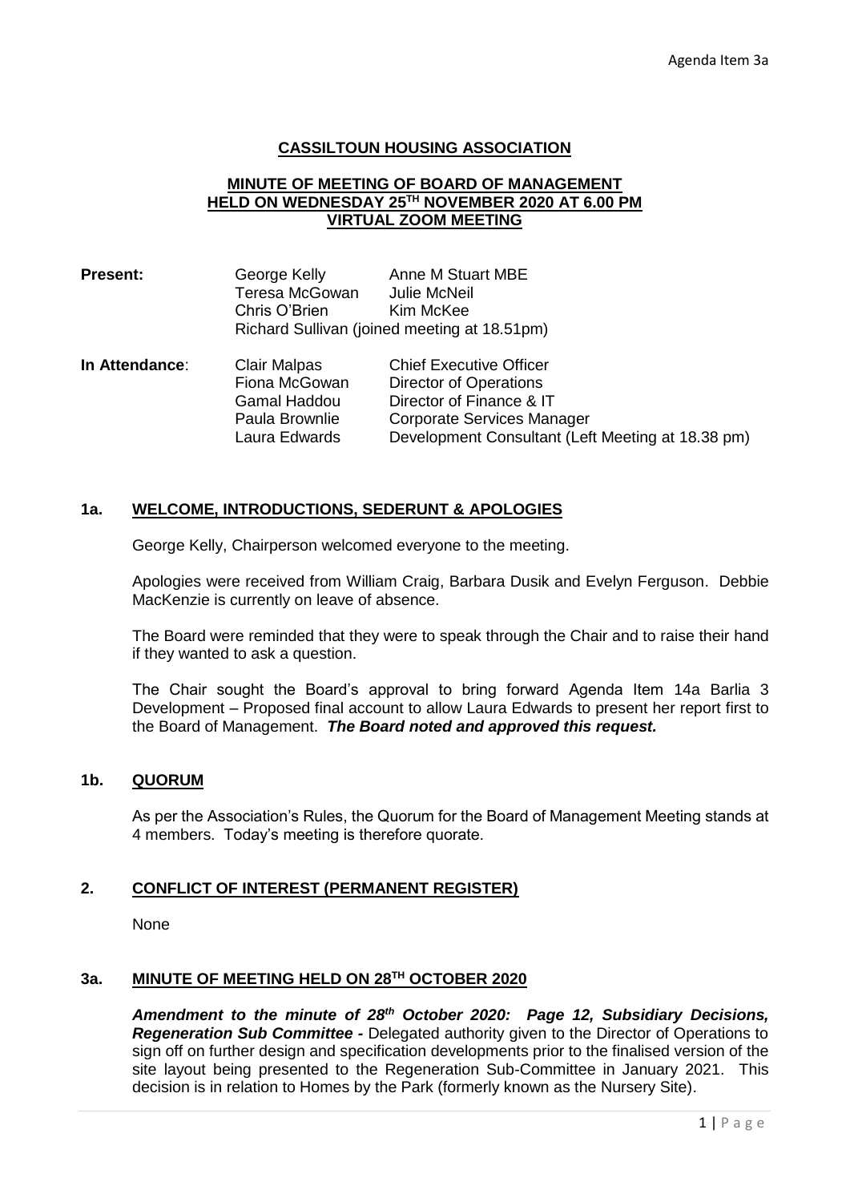Agenda Item 3a

**CASSILTOUN HOUSING ASSOCIATION**

**MINUTE OF MEETING OF BOARD OF MANAGEMENT HELD ON WEDNESDAY 25TH NOVEMBER 2020 AT 6.00 PM VIRTUAL ZOOM MEETING**

| **Present:** | George Kelly | Anne M Stuart MBE |
|---|---|---|
| | Teresa McGowan | Julie McNeil |
| | Chris O'Brien | Kim McKee |
| | Richard Sullivan (joined meeting at 18.51pm) | |

| **In Attendance**: | Clair Malpas | Chief Executive Officer |
|---|---|---|
| | Fiona McGowan | Director of Operations |
| | Gamal Haddou | Director of Finance & IT |
| | Paula Brownlie | Corporate Services Manager |
| | Laura Edwards | Development Consultant (Left Meeting at 18.38 pm) |

## 1a. WELCOME, INTRODUCTIONS, SEDERUNT & APOLOGIES

George Kelly, Chairperson welcomed everyone to the meeting.

Apologies were received from William Craig, Barbara Dusik and Evelyn Ferguson. Debbie MacKenzie is currently on leave of absence.

The Board were reminded that they were to speak through the Chair and to raise their hand if they wanted to ask a question.

The Chair sought the Board's approval to bring forward Agenda Item 14a Barlia 3 Development – Proposed final account to allow Laura Edwards to present her report first to the Board of Management. ***The Board noted and approved this request.***

## 1b. QUORUM

As per the Association's Rules, the Quorum for the Board of Management Meeting stands at 4 members. Today's meeting is therefore quorate.

## 2. CONFLICT OF INTEREST (PERMANENT REGISTER)

None

## 3a. MINUTE OF MEETING HELD ON 28TH OCTOBER 2020

***Amendment to the minute of 28th October 2020: Page 12, Subsidiary Decisions, Regeneration Sub Committee -*** Delegated authority given to the Director of Operations to sign off on further design and specification developments prior to the finalised version of the site layout being presented to the Regeneration Sub-Committee in January 2021. This decision is in relation to Homes by the Park (formerly known as the Nursery Site).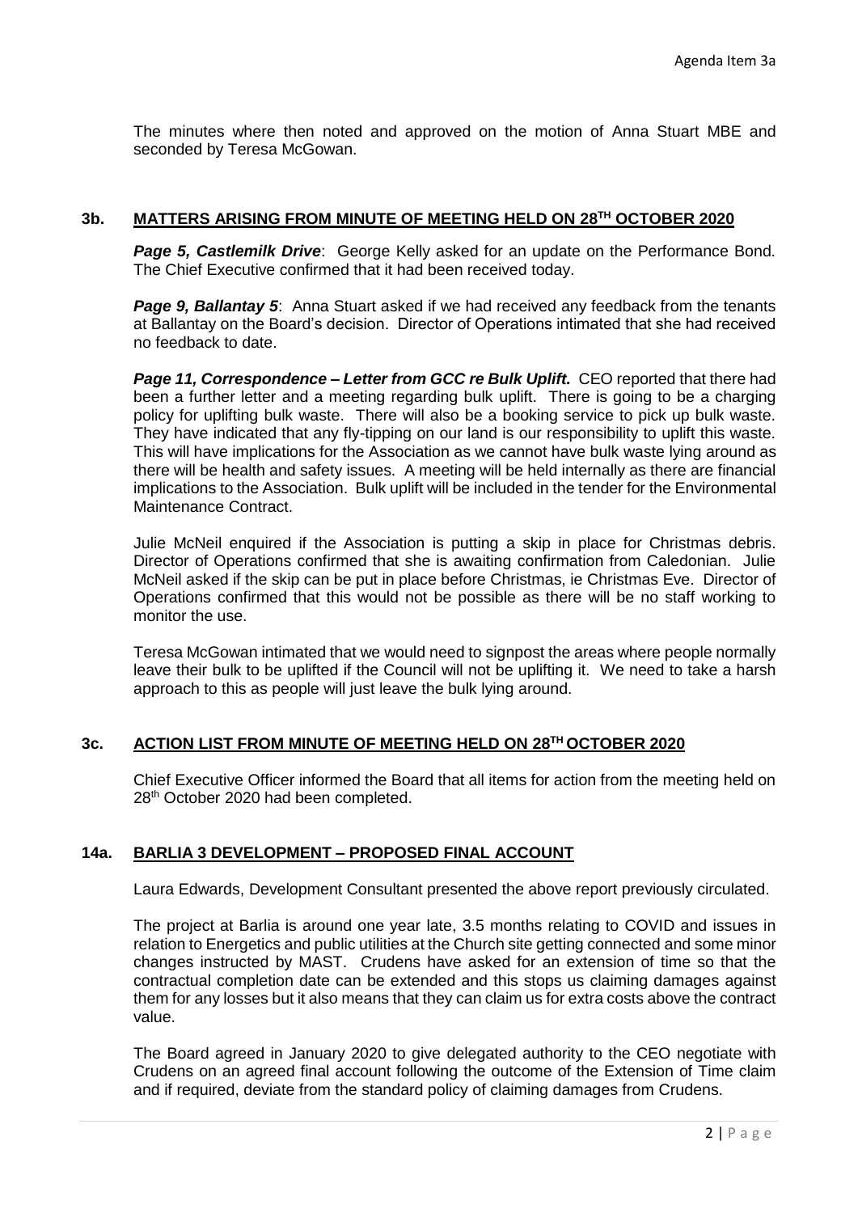The minutes where then noted and approved on the motion of Anna Stuart MBE and seconded by Teresa McGowan.

## 3b. MATTERS ARISING FROM MINUTE OF MEETING HELD ON 28TH OCTOBER 2020

***Page 5, Castlemilk Drive***: George Kelly asked for an update on the Performance Bond. The Chief Executive confirmed that it had been received today.

***Page 9, Ballantay 5***: Anna Stuart asked if we had received any feedback from the tenants at Ballantay on the Board's decision. Director of Operations intimated that she had received no feedback to date.

***Page 11, Correspondence – Letter from GCC re Bulk Uplift.*** CEO reported that there had been a further letter and a meeting regarding bulk uplift. There is going to be a charging policy for uplifting bulk waste. There will also be a booking service to pick up bulk waste. They have indicated that any fly-tipping on our land is our responsibility to uplift this waste. This will have implications for the Association as we cannot have bulk waste lying around as there will be health and safety issues. A meeting will be held internally as there are financial implications to the Association. Bulk uplift will be included in the tender for the Environmental Maintenance Contract.

Julie McNeil enquired if the Association is putting a skip in place for Christmas debris. Director of Operations confirmed that she is awaiting confirmation from Caledonian. Julie McNeil asked if the skip can be put in place before Christmas, ie Christmas Eve. Director of Operations confirmed that this would not be possible as there will be no staff working to monitor the use.

Teresa McGowan intimated that we would need to signpost the areas where people normally leave their bulk to be uplifted if the Council will not be uplifting it. We need to take a harsh approach to this as people will just leave the bulk lying around.

## 3c. ACTION LIST FROM MINUTE OF MEETING HELD ON 28TH OCTOBER 2020

Chief Executive Officer informed the Board that all items for action from the meeting held on 28th October 2020 had been completed.

## 14a. BARLIA 3 DEVELOPMENT – PROPOSED FINAL ACCOUNT

Laura Edwards, Development Consultant presented the above report previously circulated.

The project at Barlia is around one year late, 3.5 months relating to COVID and issues in relation to Energetics and public utilities at the Church site getting connected and some minor changes instructed by MAST. Crudens have asked for an extension of time so that the contractual completion date can be extended and this stops us claiming damages against them for any losses but it also means that they can claim us for extra costs above the contract value.

The Board agreed in January 2020 to give delegated authority to the CEO negotiate with Crudens on an agreed final account following the outcome of the Extension of Time claim and if required, deviate from the standard policy of claiming damages from Crudens.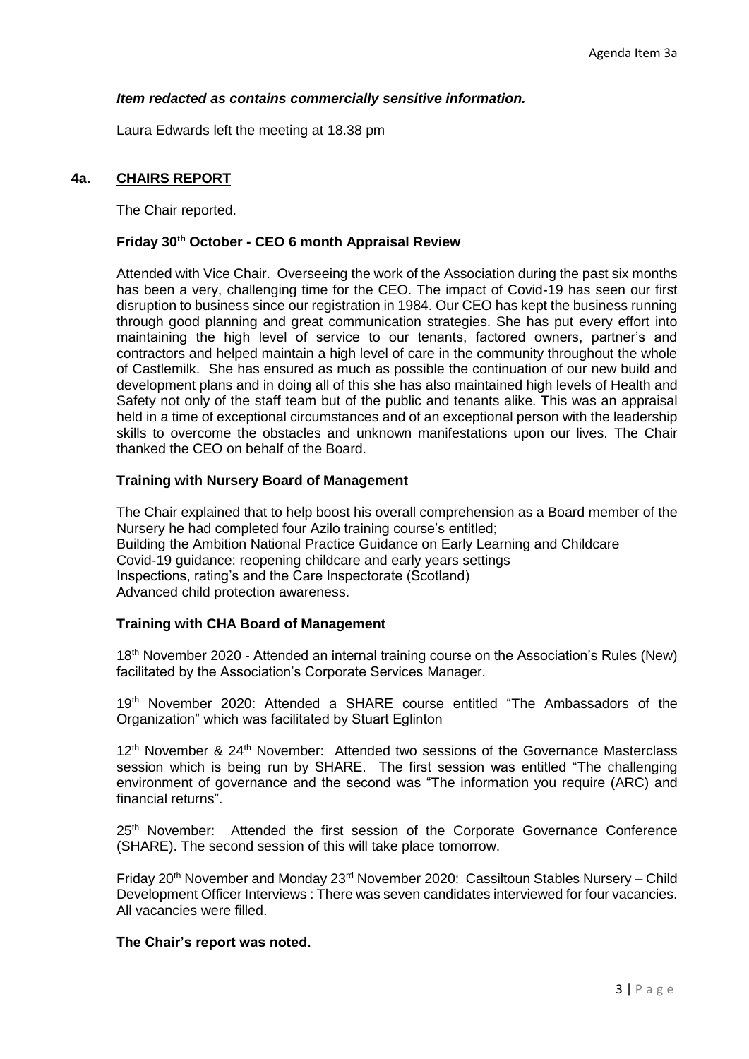*Item redacted as contains commercially sensitive information.*

Laura Edwards left the meeting at 18.38 pm

## 4a. CHAIRS REPORT

The Chair reported.

**Friday 30th October - CEO 6 month Appraisal Review**

Attended with Vice Chair. Overseeing the work of the Association during the past six months has been a very, challenging time for the CEO. The impact of Covid-19 has seen our first disruption to business since our registration in 1984. Our CEO has kept the business running through good planning and great communication strategies. She has put every effort into maintaining the high level of service to our tenants, factored owners, partner's and contractors and helped maintain a high level of care in the community throughout the whole of Castlemilk. She has ensured as much as possible the continuation of our new build and development plans and in doing all of this she has also maintained high levels of Health and Safety not only of the staff team but of the public and tenants alike. This was an appraisal held in a time of exceptional circumstances and of an exceptional person with the leadership skills to overcome the obstacles and unknown manifestations upon our lives. The Chair thanked the CEO on behalf of the Board.

**Training with Nursery Board of Management**

The Chair explained that to help boost his overall comprehension as a Board member of the Nursery he had completed four Azilo training course's entitled;
Building the Ambition National Practice Guidance on Early Learning and Childcare
Covid-19 guidance: reopening childcare and early years settings
Inspections, rating's and the Care Inspectorate (Scotland)
Advanced child protection awareness.

**Training with CHA Board of Management**

18th November 2020 - Attended an internal training course on the Association's Rules (New) facilitated by the Association's Corporate Services Manager.

19th November 2020: Attended a SHARE course entitled "The Ambassadors of the Organization" which was facilitated by Stuart Eglinton

12th November & 24th November: Attended two sessions of the Governance Masterclass session which is being run by SHARE. The first session was entitled "The challenging environment of governance and the second was "The information you require (ARC) and financial returns".

25th November: Attended the first session of the Corporate Governance Conference (SHARE). The second session of this will take place tomorrow.

Friday 20th November and Monday 23rd November 2020: Cassiltoun Stables Nursery – Child Development Officer Interviews : There was seven candidates interviewed for four vacancies. All vacancies were filled.

**The Chair's report was noted.**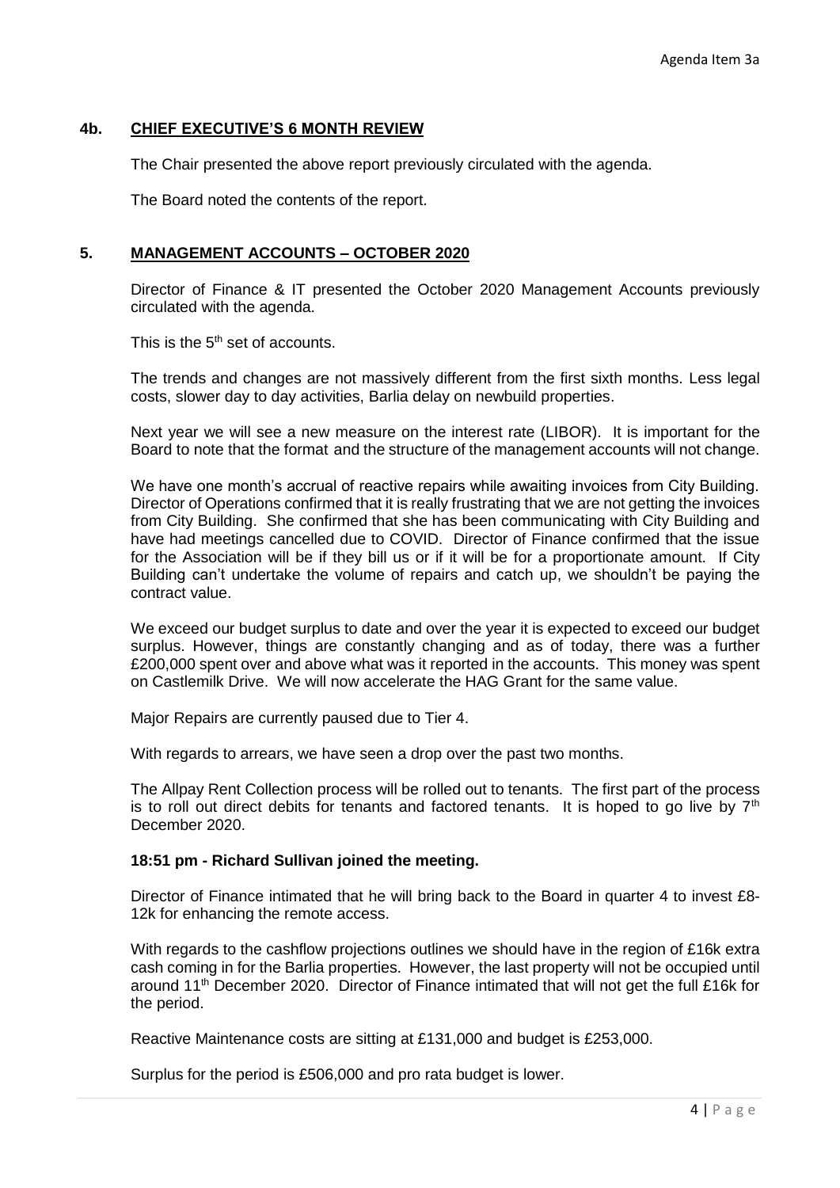Agenda Item 3a

## 4b. CHIEF EXECUTIVE'S 6 MONTH REVIEW

The Chair presented the above report previously circulated with the agenda.

The Board noted the contents of the report.

## 5. MANAGEMENT ACCOUNTS – OCTOBER 2020

Director of Finance & IT presented the October 2020 Management Accounts previously circulated with the agenda.

This is the 5th set of accounts.

The trends and changes are not massively different from the first sixth months. Less legal costs, slower day to day activities, Barlia delay on newbuild properties.

Next year we will see a new measure on the interest rate (LIBOR). It is important for the Board to note that the format and the structure of the management accounts will not change.

We have one month's accrual of reactive repairs while awaiting invoices from City Building. Director of Operations confirmed that it is really frustrating that we are not getting the invoices from City Building. She confirmed that she has been communicating with City Building and have had meetings cancelled due to COVID. Director of Finance confirmed that the issue for the Association will be if they bill us or if it will be for a proportionate amount. If City Building can't undertake the volume of repairs and catch up, we shouldn't be paying the contract value.

We exceed our budget surplus to date and over the year it is expected to exceed our budget surplus. However, things are constantly changing and as of today, there was a further £200,000 spent over and above what was it reported in the accounts. This money was spent on Castlemilk Drive. We will now accelerate the HAG Grant for the same value.

Major Repairs are currently paused due to Tier 4.

With regards to arrears, we have seen a drop over the past two months.

The Allpay Rent Collection process will be rolled out to tenants. The first part of the process is to roll out direct debits for tenants and factored tenants. It is hoped to go live by 7th December 2020.

**18:51 pm - Richard Sullivan joined the meeting.**

Director of Finance intimated that he will bring back to the Board in quarter 4 to invest £8-12k for enhancing the remote access.

With regards to the cashflow projections outlines we should have in the region of £16k extra cash coming in for the Barlia properties. However, the last property will not be occupied until around 11th December 2020. Director of Finance intimated that will not get the full £16k for the period.

Reactive Maintenance costs are sitting at £131,000 and budget is £253,000.

Surplus for the period is £506,000 and pro rata budget is lower.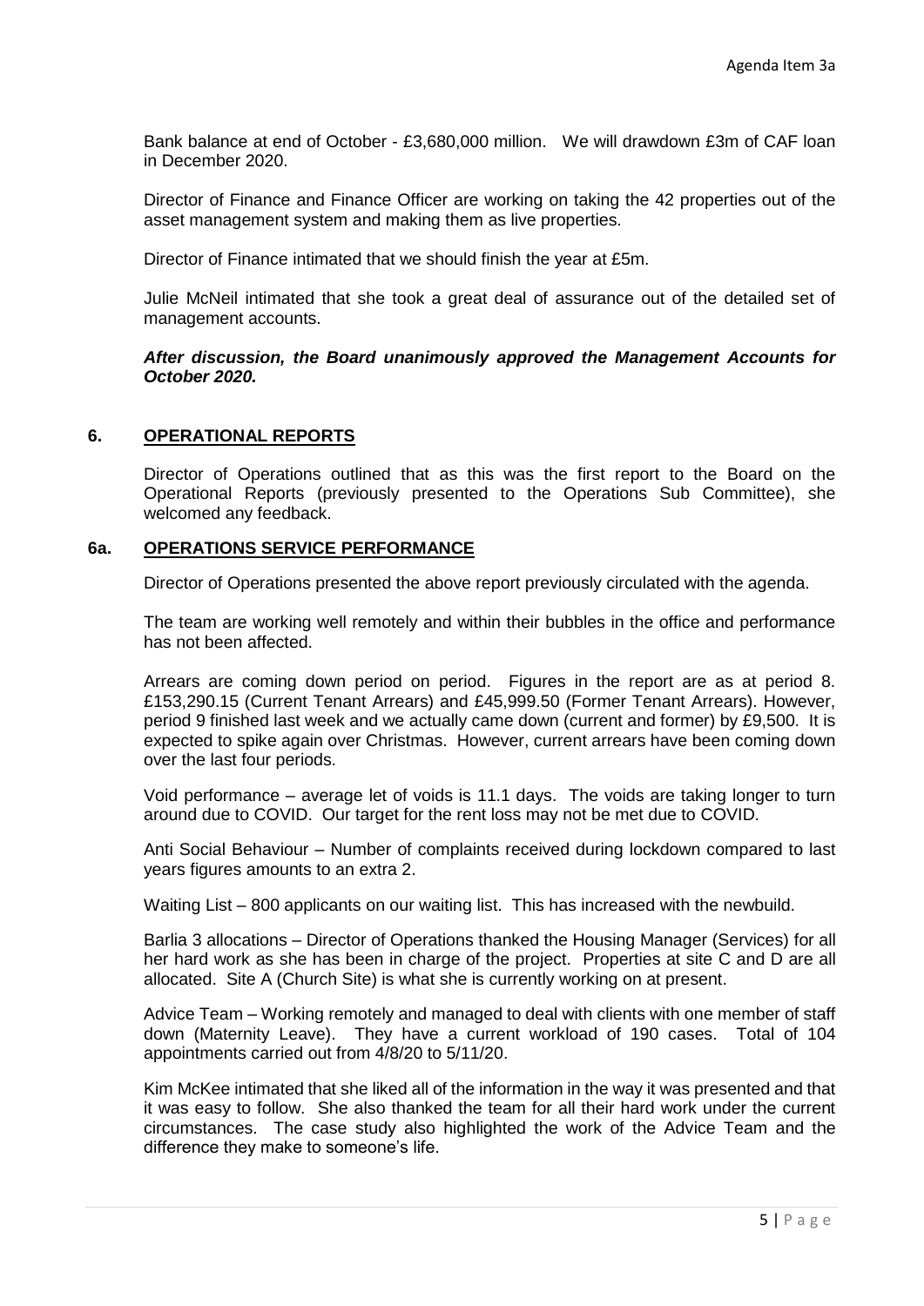Bank balance at end of October - £3,680,000 million. We will drawdown £3m of CAF loan in December 2020.

Director of Finance and Finance Officer are working on taking the 42 properties out of the asset management system and making them as live properties.

Director of Finance intimated that we should finish the year at £5m.

Julie McNeil intimated that she took a great deal of assurance out of the detailed set of management accounts.

***After discussion, the Board unanimously approved the Management Accounts for October 2020.***

## 6. OPERATIONAL REPORTS

Director of Operations outlined that as this was the first report to the Board on the Operational Reports (previously presented to the Operations Sub Committee), she welcomed any feedback.

## 6a. OPERATIONS SERVICE PERFORMANCE

Director of Operations presented the above report previously circulated with the agenda.

The team are working well remotely and within their bubbles in the office and performance has not been affected.

Arrears are coming down period on period. Figures in the report are as at period 8. £153,290.15 (Current Tenant Arrears) and £45,999.50 (Former Tenant Arrears). However, period 9 finished last week and we actually came down (current and former) by £9,500. It is expected to spike again over Christmas. However, current arrears have been coming down over the last four periods.

Void performance – average let of voids is 11.1 days. The voids are taking longer to turn around due to COVID. Our target for the rent loss may not be met due to COVID.

Anti Social Behaviour – Number of complaints received during lockdown compared to last years figures amounts to an extra 2.

Waiting List – 800 applicants on our waiting list. This has increased with the newbuild.

Barlia 3 allocations – Director of Operations thanked the Housing Manager (Services) for all her hard work as she has been in charge of the project. Properties at site C and D are all allocated. Site A (Church Site) is what she is currently working on at present.

Advice Team – Working remotely and managed to deal with clients with one member of staff down (Maternity Leave). They have a current workload of 190 cases. Total of 104 appointments carried out from 4/8/20 to 5/11/20.

Kim McKee intimated that she liked all of the information in the way it was presented and that it was easy to follow. She also thanked the team for all their hard work under the current circumstances. The case study also highlighted the work of the Advice Team and the difference they make to someone's life.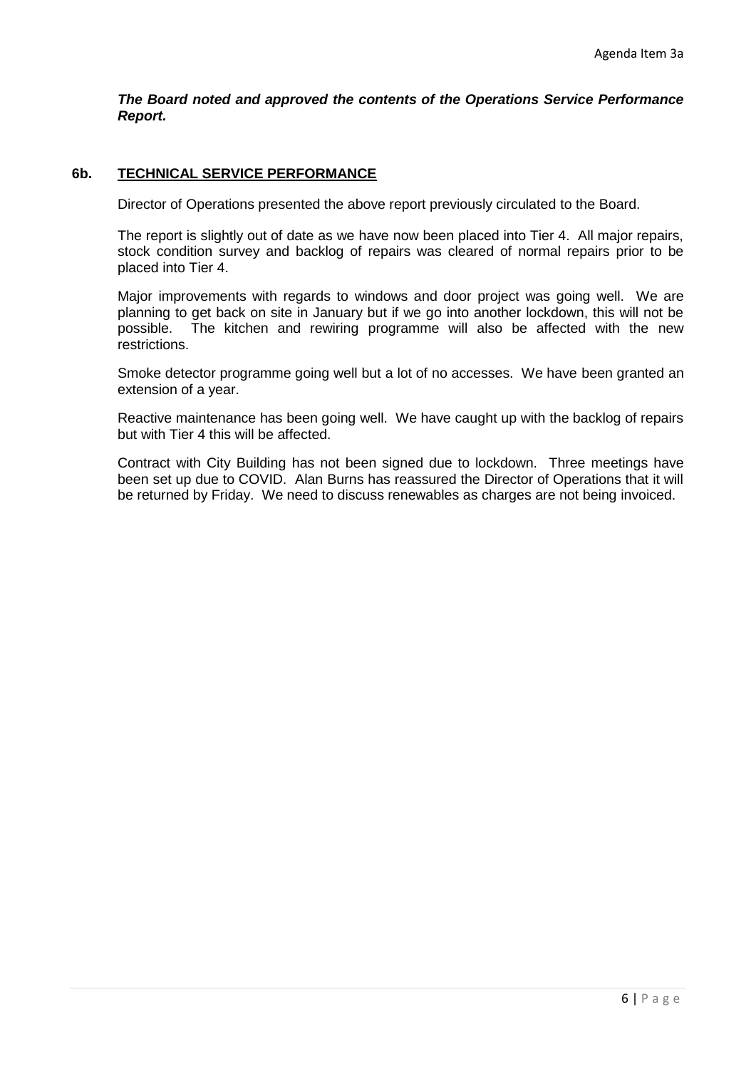***The Board noted and approved the contents of the Operations Service Performance Report.***

## 6b. TECHNICAL SERVICE PERFORMANCE

Director of Operations presented the above report previously circulated to the Board.

The report is slightly out of date as we have now been placed into Tier 4. All major repairs, stock condition survey and backlog of repairs was cleared of normal repairs prior to be placed into Tier 4.

Major improvements with regards to windows and door project was going well. We are planning to get back on site in January but if we go into another lockdown, this will not be possible. The kitchen and rewiring programme will also be affected with the new restrictions.

Smoke detector programme going well but a lot of no accesses. We have been granted an extension of a year.

Reactive maintenance has been going well. We have caught up with the backlog of repairs but with Tier 4 this will be affected.

Contract with City Building has not been signed due to lockdown. Three meetings have been set up due to COVID. Alan Burns has reassured the Director of Operations that it will be returned by Friday. We need to discuss renewables as charges are not being invoiced.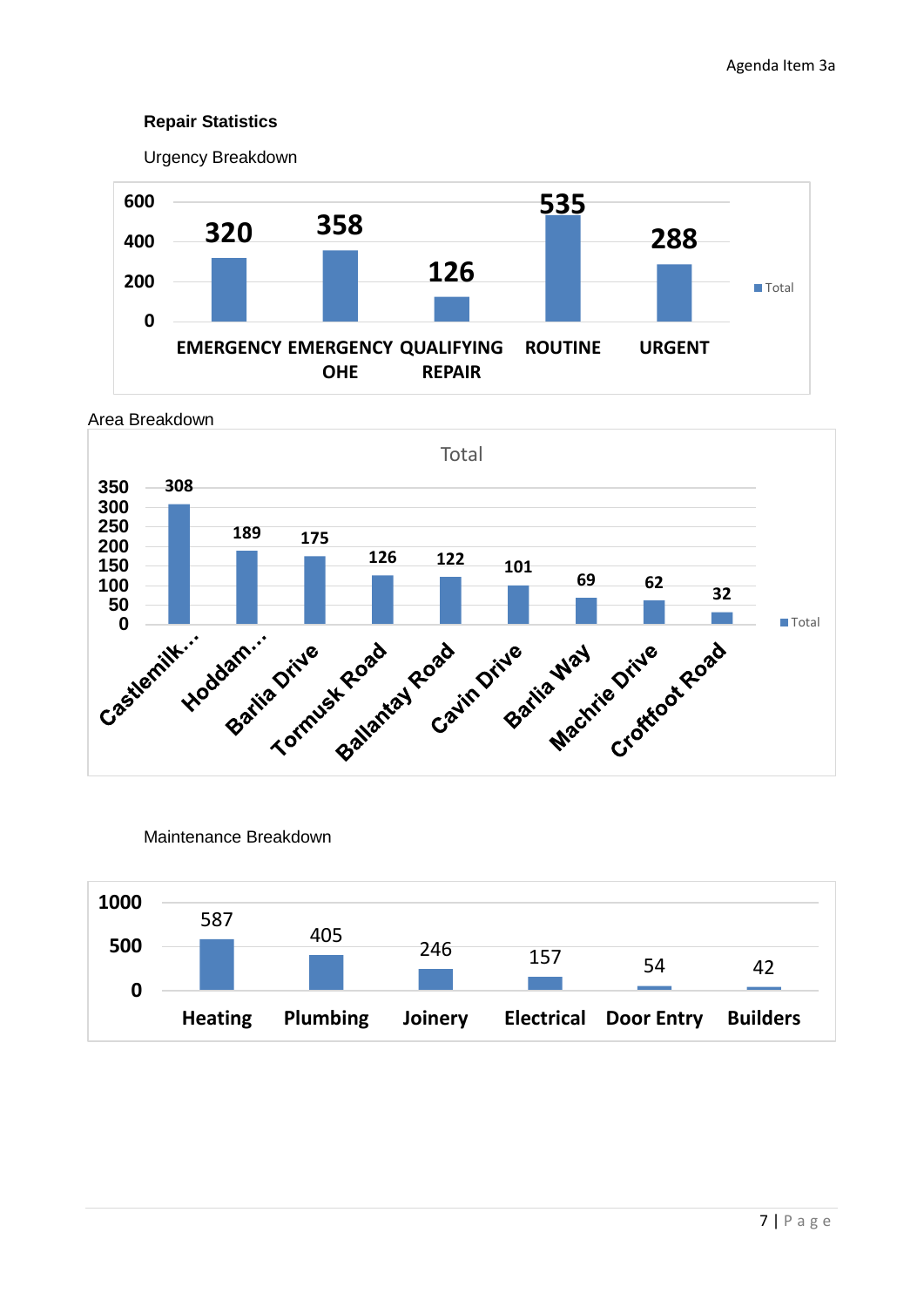**Repair Statistics**

Urgency Breakdown

| Urgency | Total |
| --- | --- |
| EMERGENCY | 320 |
| EMERGENCY OHE | 358 |
| QUALIFYING REPAIR | 126 |
| ROUTINE | 535 |
| URGENT | 288 |

Area Breakdown

| Area | Total |
| --- | --- |
| Castlemilk… | 308 |
| Hoddam… | 189 |
| Barlia Drive | 175 |
| Tormusk Road | 126 |
| Ballantay Road | 122 |
| Cavin Drive | 101 |
| Barlia Way | 69 |
| Machrie Drive | 62 |
| Croftfoot Road | 32 |

Maintenance Breakdown

| Maintenance | Total |
| --- | --- |
| Heating | 587 |
| Plumbing | 405 |
| Joinery | 246 |
| Electrical | 157 |
| Door Entry | 54 |
| Builders | 42 |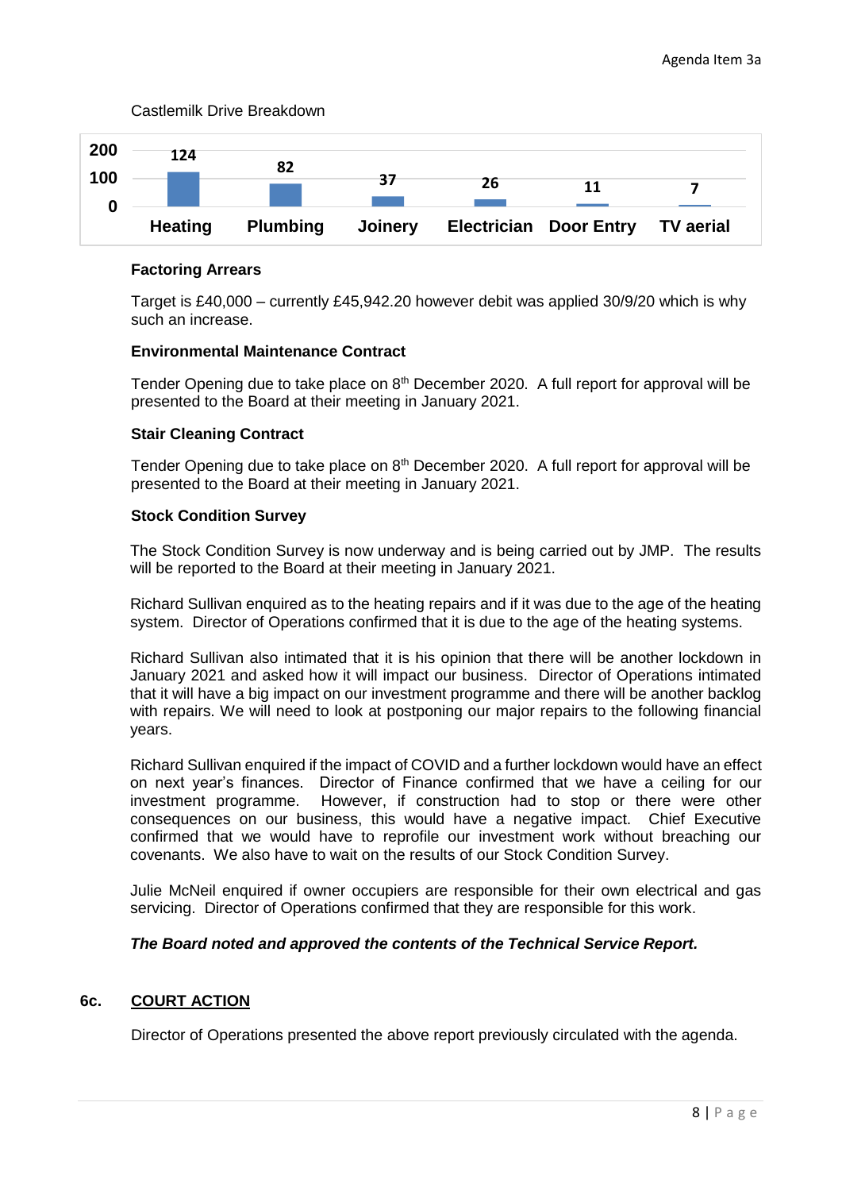Castlemilk Drive Breakdown

| Heating | Plumbing | Joinery | Electrician | Door Entry | TV aerial |
|---|---|---|---|---|---|
| 124 | 82 | 37 | 26 | 11 | 7 |

**Factoring Arrears**

Target is £40,000 – currently £45,942.20 however debit was applied 30/9/20 which is why such an increase.

**Environmental Maintenance Contract**

Tender Opening due to take place on 8th December 2020. A full report for approval will be presented to the Board at their meeting in January 2021.

**Stair Cleaning Contract**

Tender Opening due to take place on 8th December 2020. A full report for approval will be presented to the Board at their meeting in January 2021.

**Stock Condition Survey**

The Stock Condition Survey is now underway and is being carried out by JMP. The results will be reported to the Board at their meeting in January 2021.

Richard Sullivan enquired as to the heating repairs and if it was due to the age of the heating system. Director of Operations confirmed that it is due to the age of the heating systems.

Richard Sullivan also intimated that it is his opinion that there will be another lockdown in January 2021 and asked how it will impact our business. Director of Operations intimated that it will have a big impact on our investment programme and there will be another backlog with repairs. We will need to look at postponing our major repairs to the following financial years.

Richard Sullivan enquired if the impact of COVID and a further lockdown would have an effect on next year's finances. Director of Finance confirmed that we have a ceiling for our investment programme. However, if construction had to stop or there were other consequences on our business, this would have a negative impact. Chief Executive confirmed that we would have to reprofile our investment work without breaching our covenants. We also have to wait on the results of our Stock Condition Survey.

Julie McNeil enquired if owner occupiers are responsible for their own electrical and gas servicing. Director of Operations confirmed that they are responsible for this work.

***The Board noted and approved the contents of the Technical Service Report.***

## 6c. COURT ACTION

Director of Operations presented the above report previously circulated with the agenda.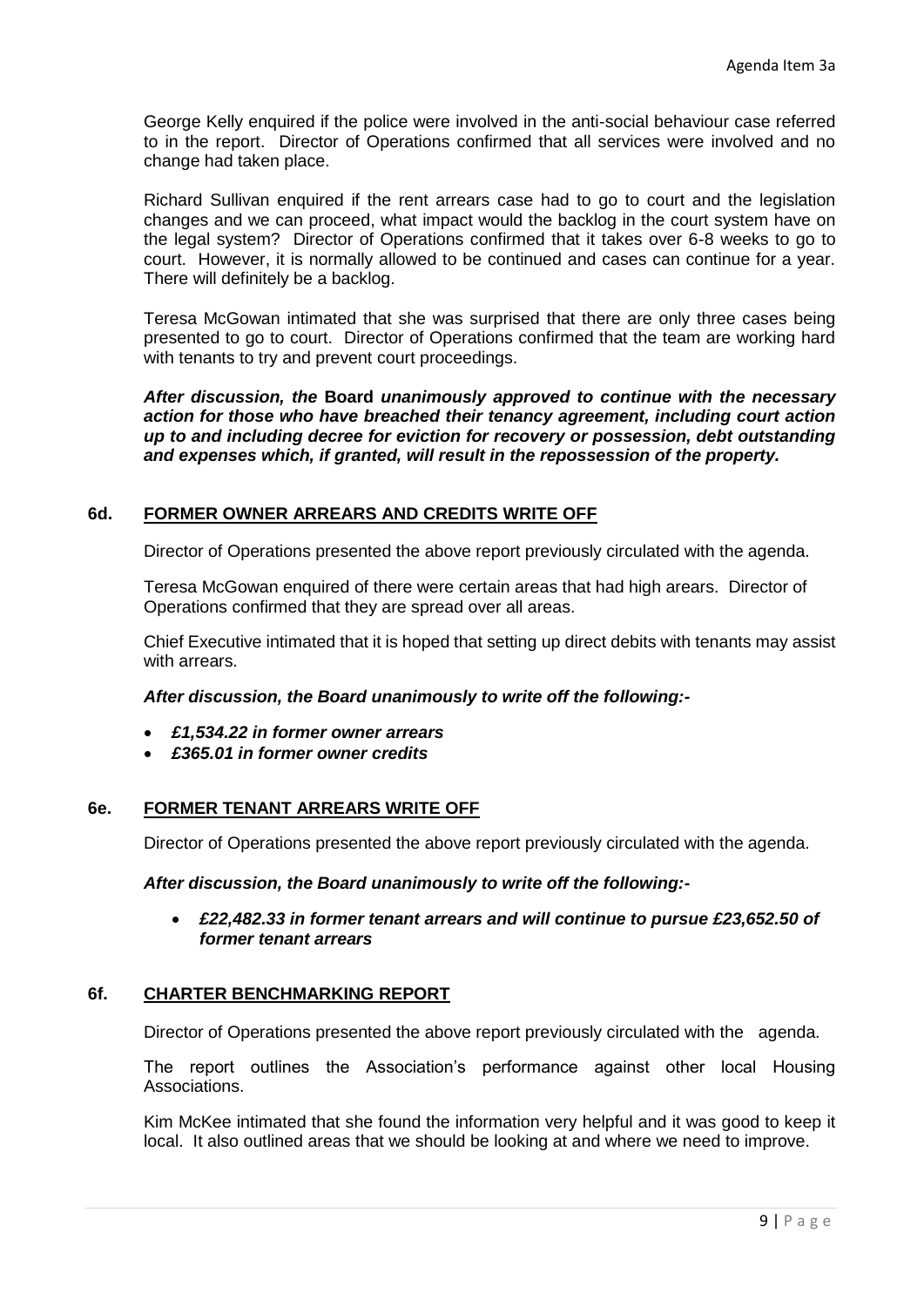George Kelly enquired if the police were involved in the anti-social behaviour case referred to in the report. Director of Operations confirmed that all services were involved and no change had taken place.

Richard Sullivan enquired if the rent arrears case had to go to court and the legislation changes and we can proceed, what impact would the backlog in the court system have on the legal system? Director of Operations confirmed that it takes over 6-8 weeks to go to court. However, it is normally allowed to be continued and cases can continue for a year. There will definitely be a backlog.

Teresa McGowan intimated that she was surprised that there are only three cases being presented to go to court. Director of Operations confirmed that the team are working hard with tenants to try and prevent court proceedings.

***After discussion, the* Board *unanimously approved to continue with the necessary action for those who have breached their tenancy agreement, including court action up to and including decree for eviction for recovery or possession, debt outstanding and expenses which, if granted, will result in the repossession of the property.***

## 6d. FORMER OWNER ARREARS AND CREDITS WRITE OFF

Director of Operations presented the above report previously circulated with the agenda.

Teresa McGowan enquired of there were certain areas that had high arears. Director of Operations confirmed that they are spread over all areas.

Chief Executive intimated that it is hoped that setting up direct debits with tenants may assist with arrears.

***After discussion, the Board unanimously to write off the following:-***

- ***£1,534.22 in former owner arrears***
- ***£365.01 in former owner credits***

## 6e. FORMER TENANT ARREARS WRITE OFF

Director of Operations presented the above report previously circulated with the agenda.

***After discussion, the Board unanimously to write off the following:-***

- ***£22,482.33 in former tenant arrears and will continue to pursue £23,652.50 of former tenant arrears***

## 6f. CHARTER BENCHMARKING REPORT

Director of Operations presented the above report previously circulated with the agenda.

The report outlines the Association's performance against other local Housing Associations.

Kim McKee intimated that she found the information very helpful and it was good to keep it local. It also outlined areas that we should be looking at and where we need to improve.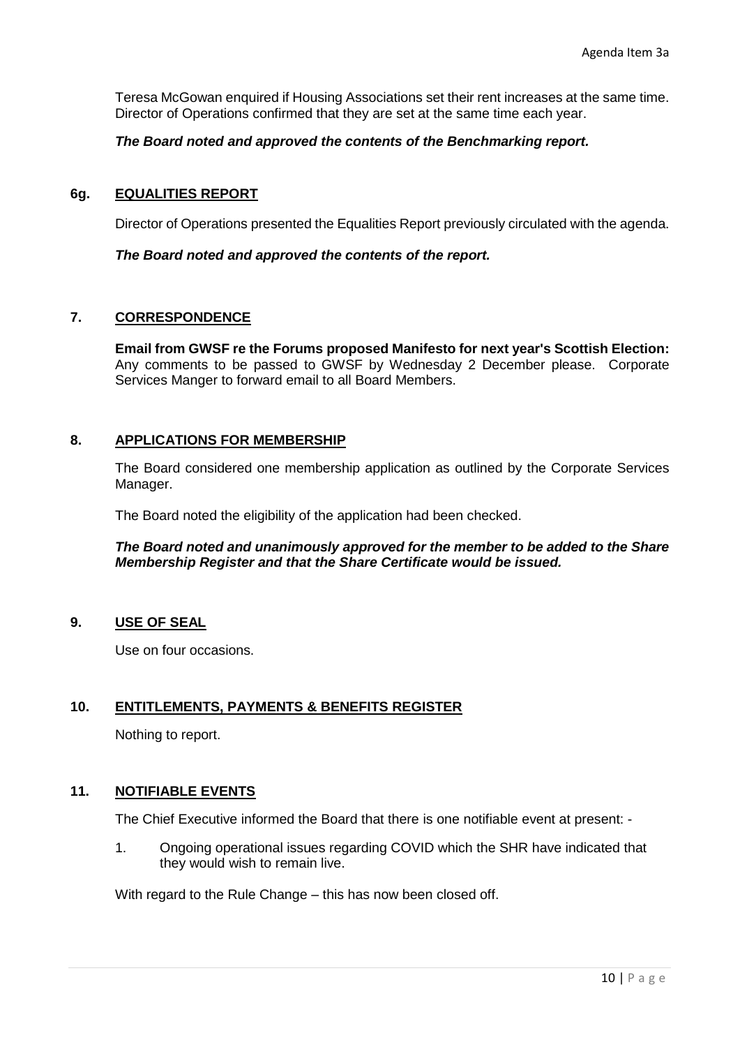Teresa McGowan enquired if Housing Associations set their rent increases at the same time. Director of Operations confirmed that they are set at the same time each year.

***The Board noted and approved the contents of the Benchmarking report.***

## 6g. EQUALITIES REPORT

Director of Operations presented the Equalities Report previously circulated with the agenda.

***The Board noted and approved the contents of the report.***

## 7. CORRESPONDENCE

**Email from GWSF re the Forums proposed Manifesto for next year's Scottish Election:** Any comments to be passed to GWSF by Wednesday 2 December please. Corporate Services Manger to forward email to all Board Members.

## 8. APPLICATIONS FOR MEMBERSHIP

The Board considered one membership application as outlined by the Corporate Services Manager.

The Board noted the eligibility of the application had been checked.

***The Board noted and unanimously approved for the member to be added to the Share Membership Register and that the Share Certificate would be issued.***

## 9. USE OF SEAL

Use on four occasions.

## 10. ENTITLEMENTS, PAYMENTS & BENEFITS REGISTER

Nothing to report.

## 11. NOTIFIABLE EVENTS

The Chief Executive informed the Board that there is one notifiable event at present: -

1. Ongoing operational issues regarding COVID which the SHR have indicated that they would wish to remain live.

With regard to the Rule Change – this has now been closed off.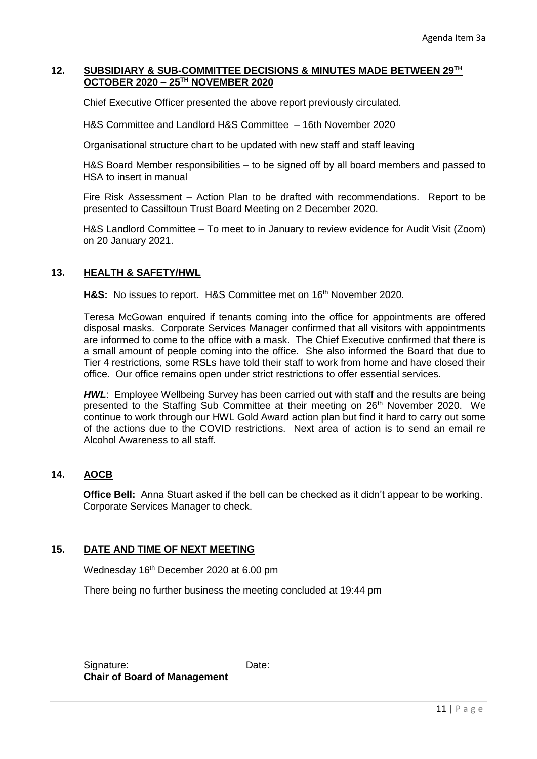Agenda Item 3a

## 12. SUBSIDIARY & SUB-COMMITTEE DECISIONS & MINUTES MADE BETWEEN 29TH OCTOBER 2020 – 25TH NOVEMBER 2020

Chief Executive Officer presented the above report previously circulated.

H&S Committee and Landlord H&S Committee – 16th November 2020

Organisational structure chart to be updated with new staff and staff leaving

H&S Board Member responsibilities – to be signed off by all board members and passed to HSA to insert in manual

Fire Risk Assessment – Action Plan to be drafted with recommendations. Report to be presented to Cassiltoun Trust Board Meeting on 2 December 2020.

H&S Landlord Committee – To meet to in January to review evidence for Audit Visit (Zoom) on 20 January 2021.

## 13. HEALTH & SAFETY/HWL

**H&S:** No issues to report. H&S Committee met on 16th November 2020.

Teresa McGowan enquired if tenants coming into the office for appointments are offered disposal masks. Corporate Services Manager confirmed that all visitors with appointments are informed to come to the office with a mask. The Chief Executive confirmed that there is a small amount of people coming into the office. She also informed the Board that due to Tier 4 restrictions, some RSLs have told their staff to work from home and have closed their office. Our office remains open under strict restrictions to offer essential services.

***HWL***: Employee Wellbeing Survey has been carried out with staff and the results are being presented to the Staffing Sub Committee at their meeting on 26th November 2020. We continue to work through our HWL Gold Award action plan but find it hard to carry out some of the actions due to the COVID restrictions. Next area of action is to send an email re Alcohol Awareness to all staff.

## 14. AOCB

**Office Bell:** Anna Stuart asked if the bell can be checked as it didn't appear to be working. Corporate Services Manager to check.

## 15. DATE AND TIME OF NEXT MEETING

Wednesday 16th December 2020 at 6.00 pm

There being no further business the meeting concluded at 19:44 pm

Signature: Date:
**Chair of Board of Management**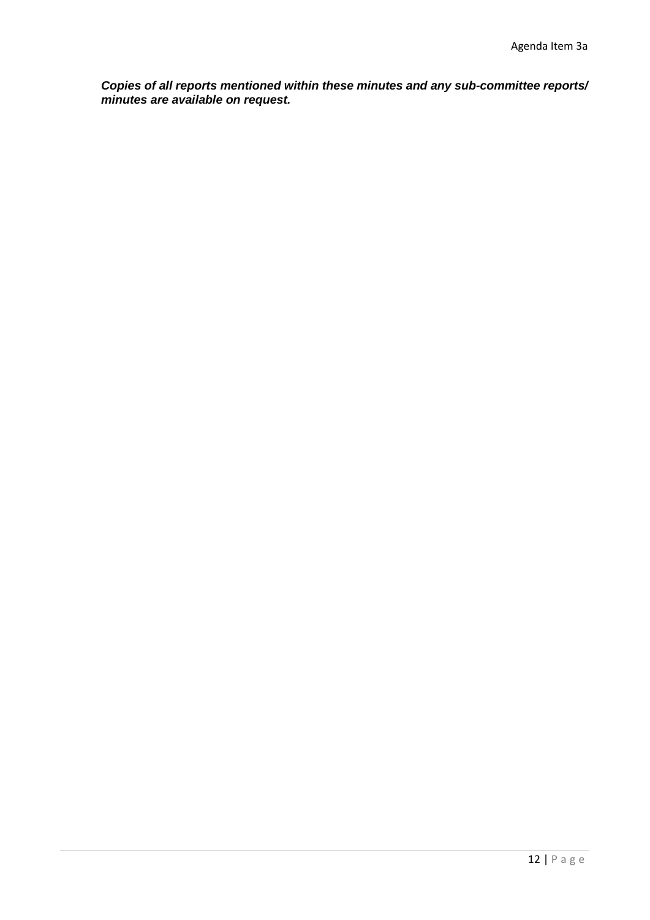***Copies of all reports mentioned within these minutes and any sub-committee reports/ minutes are available on request.***